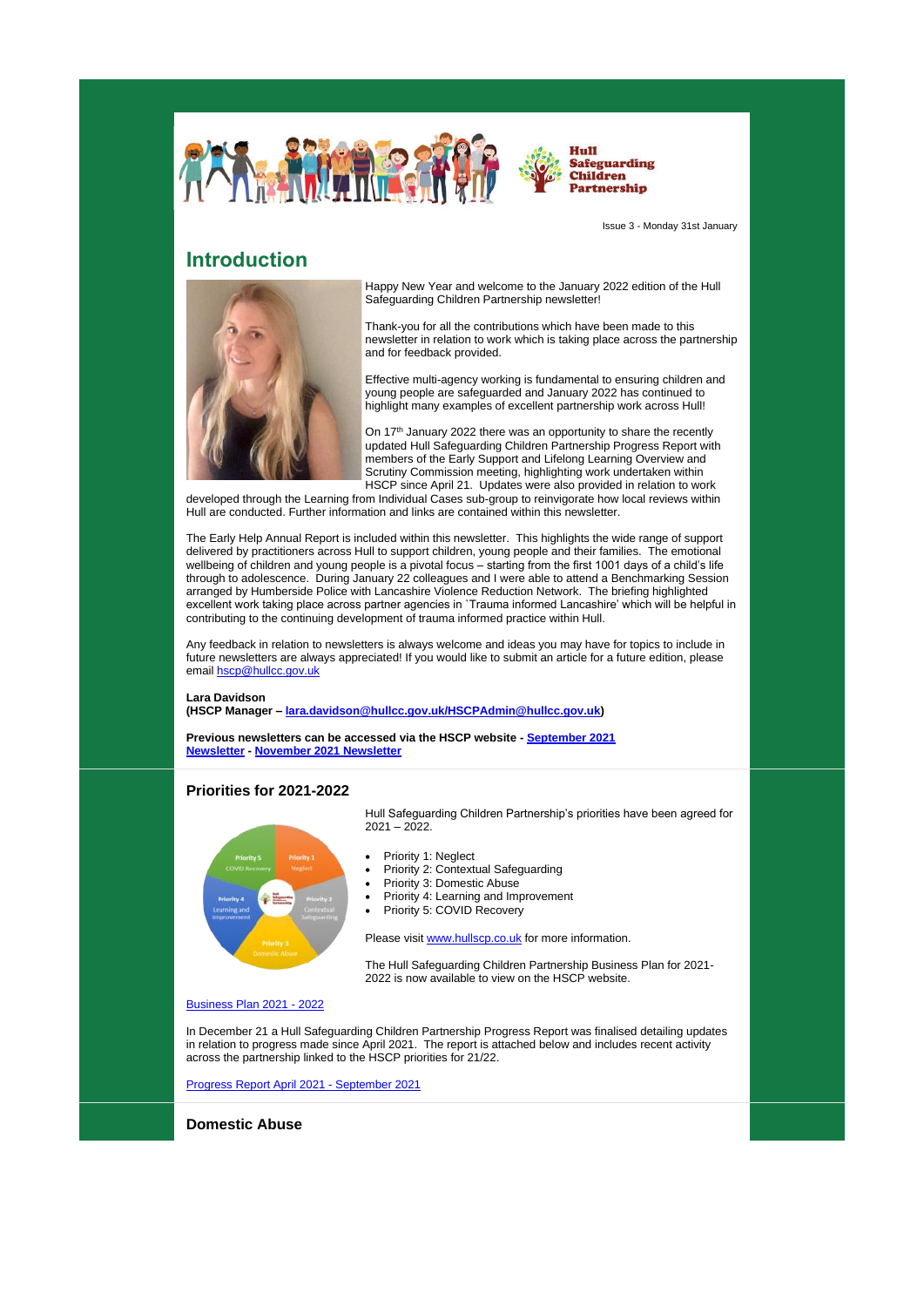Hull Safeguarding Children Partnership

Issue 3 - Monday 31st January

## Introduction

Happy New Year and welcome to the January 2022 edition of the Hull Safeguarding Children Partnership newsletter!

Thank-you for all the contributions which have been made to this newsletter in relation to work which is taking place across the partnership and for feedback provided.

Effective multi-agency working is fundamental to ensuring children and young people are safeguarded and January 2022 has continued to highlight many examples of excellent partnership work across Hull!

On 17th January 2022 there was an opportunity to share the recently updated Hull Safeguarding Children Partnership Progress Report with members of the Early Support and Lifelong Learning Overview and Scrutiny Commission meeting, highlighting work undertaken within HSCP since April 21. Updates were also provided in relation to work developed through the Learning from Individual Cases sub-group to reinvigorate how local reviews within Hull are conducted. Further information and links are contained within this newsletter.

The Early Help Annual Report is included within this newsletter. This highlights the wide range of support delivered by practitioners across Hull to support children, young people and their families. The emotional wellbeing of children and young people is a pivotal focus – starting from the first 1001 days of a child's life through to adolescence. During January 22 colleagues and I were able to attend a Benchmarking Session arranged by Humberside Police with Lancashire Violence Reduction Network. The briefing highlighted excellent work taking place across partner agencies in `Trauma informed Lancashire' which will be helpful in contributing to the continuing development of trauma informed practice within Hull.

Any feedback in relation to newsletters is always welcome and ideas you may have for topics to include in future newsletters are always appreciated! If you would like to submit an article for a future edition, please email hscp@hullcc.gov.uk

**Lara Davidson**
**(HSCP Manager – lara.davidson@hullcc.gov.uk/HSCPAdmin@hullcc.gov.uk)**

**Previous newsletters can be accessed via the HSCP website - September 2021 Newsletter - November 2021 Newsletter**

### Priorities for 2021-2022

Hull Safeguarding Children Partnership's priorities have been agreed for 2021 – 2022.

- Priority 1: Neglect
- Priority 2: Contextual Safeguarding
- Priority 3: Domestic Abuse
- Priority 4: Learning and Improvement
- Priority 5: COVID Recovery

Please visit www.hullscp.co.uk for more information.

The Hull Safeguarding Children Partnership Business Plan for 2021-2022 is now available to view on the HSCP website.

Business Plan 2021 - 2022

In December 21 a Hull Safeguarding Children Partnership Progress Report was finalised detailing updates in relation to progress made since April 2021. The report is attached below and includes recent activity across the partnership linked to the HSCP priorities for 21/22.

Progress Report April 2021 - September 2021

### Domestic Abuse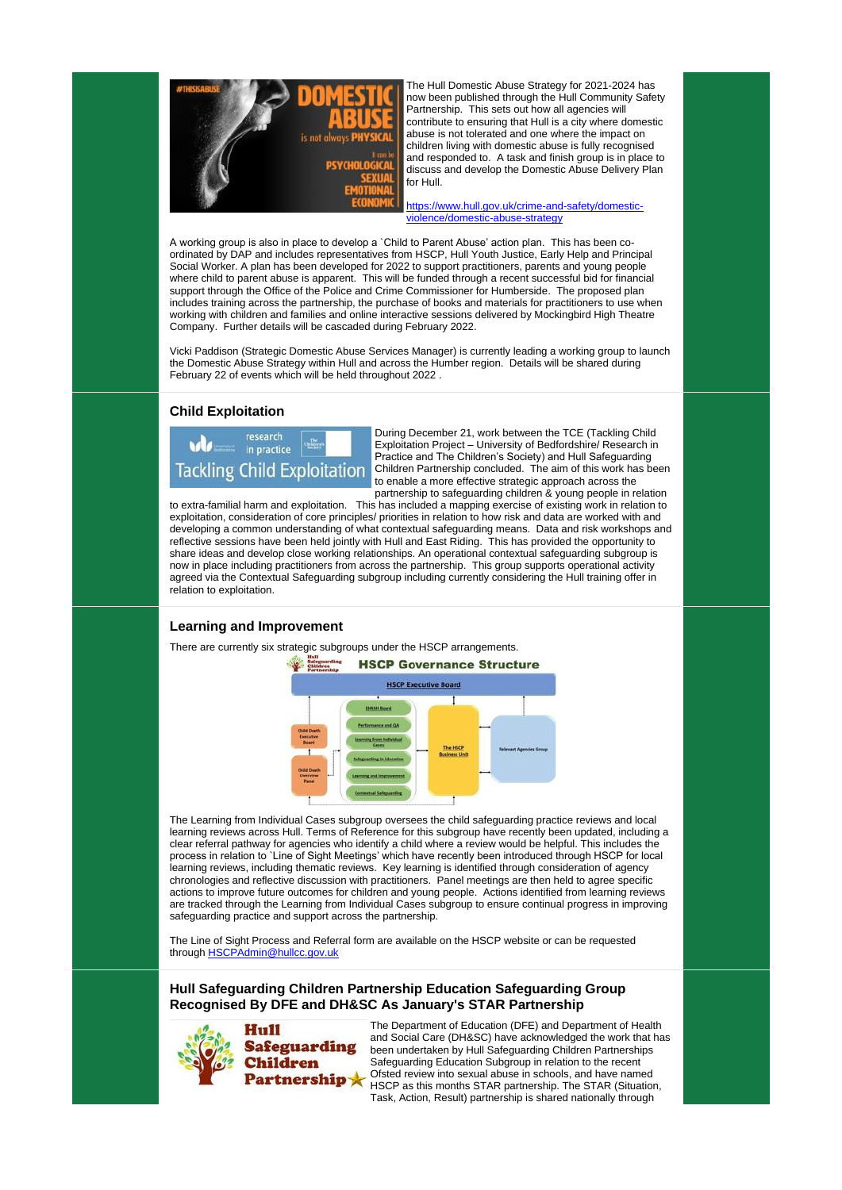The Hull Domestic Abuse Strategy for 2021-2024 has now been published through the Hull Community Safety Partnership. This sets out how all agencies will contribute to ensuring that Hull is a city where domestic abuse is not tolerated and one where the impact on children living with domestic abuse is fully recognised and responded to. A task and finish group is in place to discuss and develop the Domestic Abuse Delivery Plan for Hull.

https://www.hull.gov.uk/crime-and-safety/domestic-violence/domestic-abuse-strategy

A working group is also in place to develop a `Child to Parent Abuse' action plan. This has been co-ordinated by DAP and includes representatives from HSCP, Hull Youth Justice, Early Help and Principal Social Worker. A plan has been developed for 2022 to support practitioners, parents and young people where child to parent abuse is apparent. This will be funded through a recent successful bid for financial support through the Office of the Police and Crime Commissioner for Humberside. The proposed plan includes training across the partnership, the purchase of books and materials for practitioners to use when working with children and families and online interactive sessions delivered by Mockingbird High Theatre Company. Further details will be cascaded during February 2022.

Vicki Paddison (Strategic Domestic Abuse Services Manager) is currently leading a working group to launch the Domestic Abuse Strategy within Hull and across the Humber region. Details will be shared during February 22 of events which will be held throughout 2022 .

### Child Exploitation

During December 21, work between the TCE (Tackling Child Exploitation Project – University of Bedfordshire/ Research in Practice and The Children's Society) and Hull Safeguarding Children Partnership concluded. The aim of this work has been to enable a more effective strategic approach across the partnership to safeguarding children & young people in relation to extra-familial harm and exploitation. This has included a mapping exercise of existing work in relation to exploitation, consideration of core principles/ priorities in relation to how risk and data are worked with and developing a common understanding of what contextual safeguarding means. Data and risk workshops and reflective sessions have been held jointly with Hull and East Riding. This has provided the opportunity to share ideas and develop close working relationships. An operational contextual safeguarding subgroup is now in place including practitioners from across the partnership. This group supports operational activity agreed via the Contextual Safeguarding subgroup including currently considering the Hull training offer in relation to exploitation.

### Learning and Improvement

There are currently six strategic subgroups under the HSCP arrangements.

**HSCP Governance Structure**

- HSCP Executive Board
  - EHASH Board
  - Performance and QA
  - Learning from Individual Cases
  - Safeguarding in Education
  - Learning and Improvement
  - Contextual Safeguarding
- Child Death Executive Board
- Child Death Overview Panel
- The HSCP Business Unit
- Relevant Agencies Group

The Learning from Individual Cases subgroup oversees the child safeguarding practice reviews and local learning reviews across Hull. Terms of Reference for this subgroup have recently been updated, including a clear referral pathway for agencies who identify a child where a review would be helpful. This includes the process in relation to `Line of Sight Meetings' which have recently been introduced through HSCP for local learning reviews, including thematic reviews. Key learning is identified through consideration of agency chronologies and reflective discussion with practitioners. Panel meetings are then held to agree specific actions to improve future outcomes for children and young people. Actions identified from learning reviews are tracked through the Learning from Individual Cases subgroup to ensure continual progress in improving safeguarding practice and support across the partnership.

The Line of Sight Process and Referral form are available on the HSCP website or can be requested through HSCPAdmin@hullcc.gov.uk

### Hull Safeguarding Children Partnership Education Safeguarding Group Recognised By DFE and DH&SC As January's STAR Partnership

The Department of Education (DFE) and Department of Health and Social Care (DH&SC) have acknowledged the work that has been undertaken by Hull Safeguarding Children Partnerships Safeguarding Education Subgroup in relation to the recent Ofsted review into sexual abuse in schools, and have named HSCP as this months STAR partnership. The STAR (Situation, Task, Action, Result) partnership is shared nationally through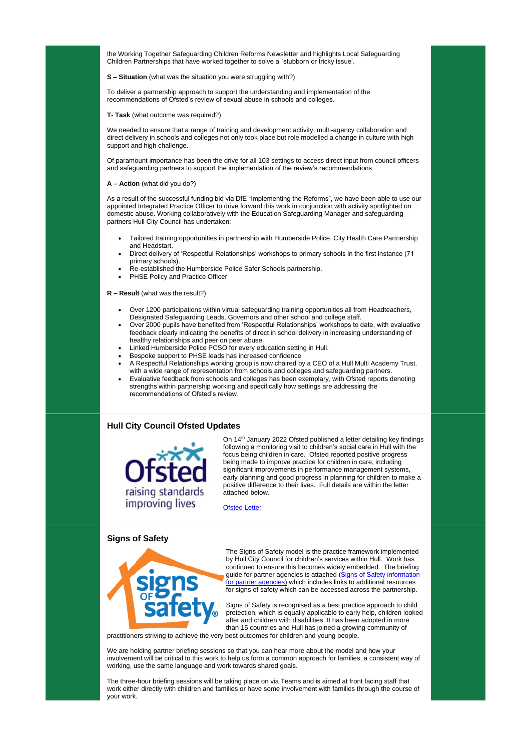the Working Together Safeguarding Children Reforms Newsletter and highlights Local Safeguarding Children Partnerships that have worked together to solve a `stubborn or tricky issue'.

**S – Situation** (what was the situation you were struggling with?)

To deliver a partnership approach to support the understanding and implementation of the recommendations of Ofsted's review of sexual abuse in schools and colleges.

**T- Task** (what outcome was required?)

We needed to ensure that a range of training and development activity, multi-agency collaboration and direct delivery in schools and colleges not only took place but role modelled a change in culture with high support and high challenge.

Of paramount importance has been the drive for all 103 settings to access direct input from council officers and safeguarding partners to support the implementation of the review's recommendations.

**A – Action** (what did you do?)

As a result of the successful funding bid via DfE "Implementing the Reforms", we have been able to use our appointed Integrated Practice Officer to drive forward this work in conjunction with activity spotlighted on domestic abuse. Working collaboratively with the Education Safeguarding Manager and safeguarding partners Hull City Council has undertaken:

- Tailored training opportunities in partnership with Humberside Police, City Health Care Partnership and Headstart.
- Direct delivery of 'Respectful Relationships' workshops to primary schools in the first instance (71 primary schools).
- Re-established the Humberside Police Safer Schools partnership.
- PHSE Policy and Practice Officer

**R – Result** (what was the result?)

- Over 1200 participations within virtual safeguarding training opportunities all from Headteachers, Designated Safeguarding Leads, Governors and other school and college staff.
- Over 2000 pupils have benefited from 'Respectful Relationships' workshops to date, with evaluative feedback clearly indicating the benefits of direct in school delivery in increasing understanding of healthy relationships and peer on peer abuse.
- Linked Humberside Police PCSO for every education setting in Hull.
- Bespoke support to PHSE leads has increased confidence
- A Respectful Relationships working group is now chaired by a CEO of a Hull Multi Academy Trust, with a wide range of representation from schools and colleges and safeguarding partners.
- Evaluative feedback from schools and colleges has been exemplary, with Ofsted reports denoting strengths within partnership working and specifically how settings are addressing the recommendations of Ofsted's review.

## Hull City Council Ofsted Updates

On 14th January 2022 Ofsted published a letter detailing key findings following a monitoring visit to children's social care in Hull with the focus being children in care. Ofsted reported positive progress being made to improve practice for children in care, including significant improvements in performance management systems, early planning and good progress in planning for children to make a positive difference to their lives. Full details are within the letter attached below.

[Ofsted Letter]

## Signs of Safety

The Signs of Safety model is the practice framework implemented by Hull City Council for children's services within Hull. Work has continued to ensure this becomes widely embedded. The briefing guide for partner agencies is attached ([Signs of Safety information for partner agencies]) which includes links to additional resources for signs of safety which can be accessed across the partnership.

Signs of Safety is recognised as a best practice approach to child protection, which is equally applicable to early help, children looked after and children with disabilities. It has been adopted in more than 15 countries and Hull has joined a growing community of practitioners striving to achieve the very best outcomes for children and young people.

We are holding partner briefing sessions so that you can hear more about the model and how your involvement will be critical to this work to help us form a common approach for families, a consistent way of working, use the same language and work towards shared goals.

The three-hour briefing sessions will be taking place on via Teams and is aimed at front facing staff that work either directly with children and families or have some involvement with families through the course of your work.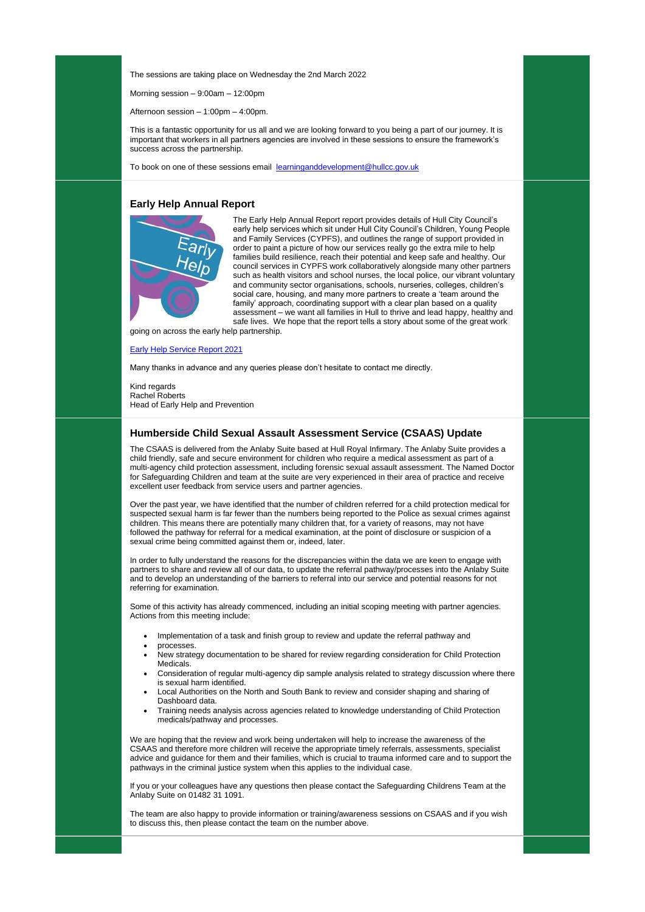The sessions are taking place on Wednesday the 2nd March 2022

Morning session – 9:00am – 12:00pm

Afternoon session – 1:00pm – 4:00pm.

This is a fantastic opportunity for us all and we are looking forward to you being a part of our journey. It is important that workers in all partners agencies are involved in these sessions to ensure the framework's success across the partnership.

To book on one of these sessions email [learninganddevelopment@hullcc.gov.uk](mailto:learninganddevelopment@hullcc.gov.uk)

### Early Help Annual Report

The Early Help Annual Report report provides details of Hull City Council's early help services which sit under Hull City Council's Children, Young People and Family Services (CYPFS), and outlines the range of support provided in order to paint a picture of how our services really go the extra mile to help families build resilience, reach their potential and keep safe and healthy. Our council services in CYPFS work collaboratively alongside many other partners such as health visitors and school nurses, the local police, our vibrant voluntary and community sector organisations, schools, nurseries, colleges, children's social care, housing, and many more partners to create a 'team around the family' approach, coordinating support with a clear plan based on a quality assessment – we want all families in Hull to thrive and lead happy, healthy and safe lives. We hope that the report tells a story about some of the great work going on across the early help partnership.

[Early Help Service Report 2021]()

Many thanks in advance and any queries please don't hesitate to contact me directly.

Kind regards
Rachel Roberts
Head of Early Help and Prevention

### Humberside Child Sexual Assault Assessment Service (CSAAS) Update

The CSAAS is delivered from the Anlaby Suite based at Hull Royal Infirmary. The Anlaby Suite provides a child friendly, safe and secure environment for children who require a medical assessment as part of a multi-agency child protection assessment, including forensic sexual assault assessment. The Named Doctor for Safeguarding Children and team at the suite are very experienced in their area of practice and receive excellent user feedback from service users and partner agencies.

Over the past year, we have identified that the number of children referred for a child protection medical for suspected sexual harm is far fewer than the numbers being reported to the Police as sexual crimes against children. This means there are potentially many children that, for a variety of reasons, may not have followed the pathway for referral for a medical examination, at the point of disclosure or suspicion of a sexual crime being committed against them or, indeed, later.

In order to fully understand the reasons for the discrepancies within the data we are keen to engage with partners to share and review all of our data, to update the referral pathway/processes into the Anlaby Suite and to develop an understanding of the barriers to referral into our service and potential reasons for not referring for examination.

Some of this activity has already commenced, including an initial scoping meeting with partner agencies. Actions from this meeting include:

- Implementation of a task and finish group to review and update the referral pathway and
- processes.
- New strategy documentation to be shared for review regarding consideration for Child Protection Medicals.
- Consideration of regular multi-agency dip sample analysis related to strategy discussion where there is sexual harm identified.
- Local Authorities on the North and South Bank to review and consider shaping and sharing of Dashboard data.
- Training needs analysis across agencies related to knowledge understanding of Child Protection medicals/pathway and processes.

We are hoping that the review and work being undertaken will help to increase the awareness of the CSAAS and therefore more children will receive the appropriate timely referrals, assessments, specialist advice and guidance for them and their families, which is crucial to trauma informed care and to support the pathways in the criminal justice system when this applies to the individual case.

If you or your colleagues have any questions then please contact the Safeguarding Childrens Team at the Anlaby Suite on 01482 31 1091.

The team are also happy to provide information or training/awareness sessions on CSAAS and if you wish to discuss this, then please contact the team on the number above.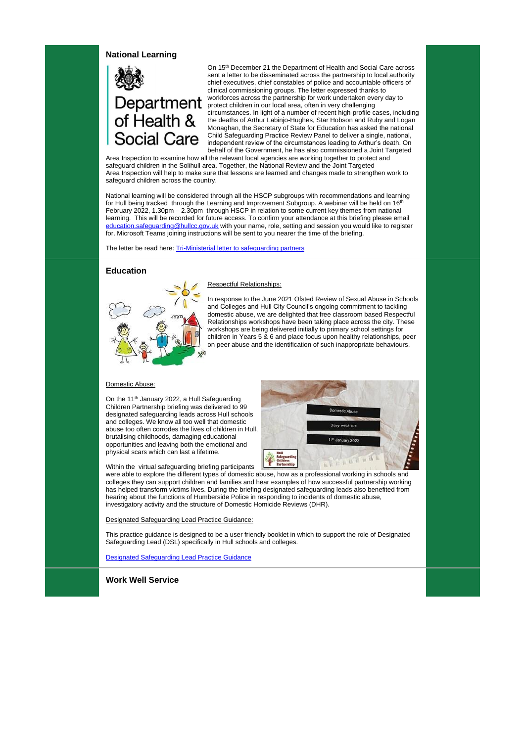## National Learning

On 15th December 21 the Department of Health and Social Care across sent a letter to be disseminated across the partnership to local authority chief executives, chief constables of police and accountable officers of clinical commissioning groups. The letter expressed thanks to workforces across the partnership for work undertaken every day to protect children in our local area, often in very challenging circumstances. In light of a number of recent high-profile cases, including the deaths of Arthur Labinjo-Hughes, Star Hobson and Ruby and Logan Monaghan, the Secretary of State for Education has asked the national Child Safeguarding Practice Review Panel to deliver a single, national, independent review of the circumstances leading to Arthur's death. On behalf of the Government, he has also commissioned a Joint Targeted Area Inspection to examine how all the relevant local agencies are working together to protect and safeguard children in the Solihull area. Together, the National Review and the Joint Targeted Area Inspection will help to make sure that lessons are learned and changes made to strengthen work to safeguard children across the country.

National learning will be considered through all the HSCP subgroups with recommendations and learning for Hull being tracked through the Learning and Improvement Subgroup. A webinar will be held on 16th February 2022, 1.30pm – 2.30pm through HSCP in relation to some current key themes from national learning. This will be recorded for future access. To confirm your attendance at this briefing please email [education.safeguarding@hullcc.gov.uk](mailto:education.safeguarding@hullcc.gov.uk) with your name, role, setting and session you would like to register for. Microsoft Teams joining instructions will be sent to you nearer the time of the briefing.

The letter be read here: [Tri-Ministerial letter to safeguarding partners]()

## Education

Respectful Relationships:

In response to the June 2021 Ofsted Review of Sexual Abuse in Schools and Colleges and Hull City Council's ongoing commitment to tackling domestic abuse, we are delighted that free classroom based Respectful Relationships workshops have been taking place across the city. These workshops are being delivered initially to primary school settings for children in Years 5 & 6 and place focus upon healthy relationships, peer on peer abuse and the identification of such inappropriate behaviours.

Domestic Abuse:

On the 11th January 2022, a Hull Safeguarding Children Partnership briefing was delivered to 99 designated safeguarding leads across Hull schools and colleges. We know all too well that domestic abuse too often corrodes the lives of children in Hull, brutalising childhoods, damaging educational opportunities and leaving both the emotional and physical scars which can last a lifetime.

Within the virtual safeguarding briefing participants were able to explore the different types of domestic abuse, how as a professional working in schools and colleges they can support children and families and hear examples of how successful partnership working has helped transform victims lives. During the briefing designated safeguarding leads also benefited from hearing about the functions of Humberside Police in responding to incidents of domestic abuse, investigatory activity and the structure of Domestic Homicide Reviews (DHR).

Designated Safeguarding Lead Practice Guidance:

This practice guidance is designed to be a user friendly booklet in which to support the role of Designated Safeguarding Lead (DSL) specifically in Hull schools and colleges.

[Designated Safeguarding Lead Practice Guidance]()

## Work Well Service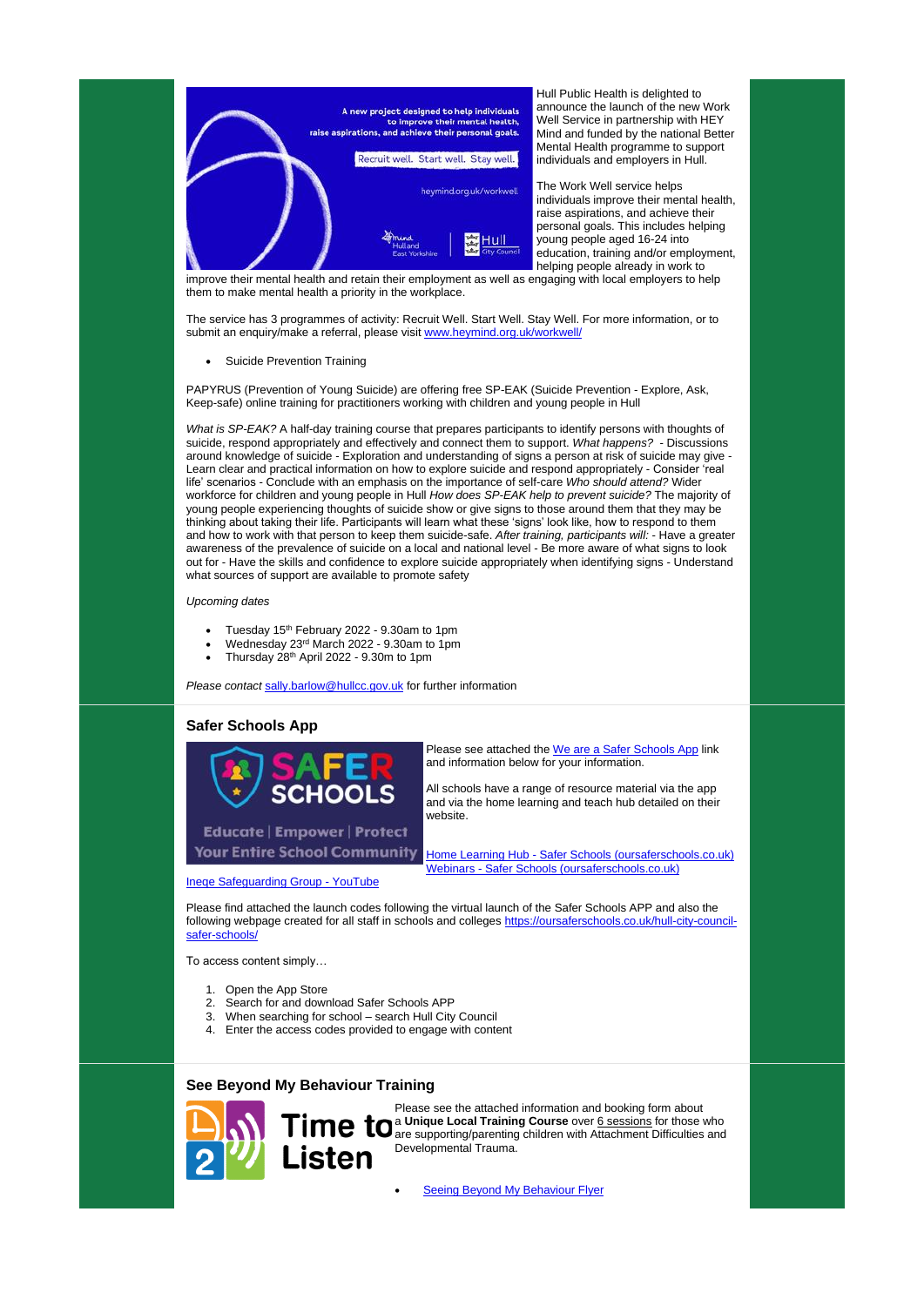Hull Public Health is delighted to announce the launch of the new Work Well Service in partnership with HEY Mind and funded by the national Better Mental Health programme to support individuals and employers in Hull.

The Work Well service helps individuals improve their mental health, raise aspirations, and achieve their personal goals. This includes helping young people aged 16-24 into education, training and/or employment, helping people already in work to improve their mental health and retain their employment as well as engaging with local employers to help them to make mental health a priority in the workplace.

The service has 3 programmes of activity: Recruit Well. Start Well. Stay Well. For more information, or to submit an enquiry/make a referral, please visit [www.heymind.org.uk/workwell/](www.heymind.org.uk/workwell/)

- Suicide Prevention Training

PAPYRUS (Prevention of Young Suicide) are offering free SP-EAK (Suicide Prevention - Explore, Ask, Keep-safe) online training for practitioners working with children and young people in Hull

*What is SP-EAK?* A half-day training course that prepares participants to identify persons with thoughts of suicide, respond appropriately and effectively and connect them to support. *What happens?* - Discussions around knowledge of suicide - Exploration and understanding of signs a person at risk of suicide may give - Learn clear and practical information on how to explore suicide and respond appropriately - Consider 'real life' scenarios - Conclude with an emphasis on the importance of self-care *Who should attend?* Wider workforce for children and young people in Hull *How does SP-EAK help to prevent suicide?* The majority of young people experiencing thoughts of suicide show or give signs to those around them that they may be thinking about taking their life. Participants will learn what these 'signs' look like, how to respond to them and how to work with that person to keep them suicide-safe. *After training, participants will:* - Have a greater awareness of the prevalence of suicide on a local and national level - Be more aware of what signs to look out for - Have the skills and confidence to explore suicide appropriately when identifying signs - Understand what sources of support are available to promote safety

*Upcoming dates*

- Tuesday 15th February 2022 - 9.30am to 1pm
- Wednesday 23rd March 2022 - 9.30am to 1pm
- Thursday 28th April 2022 - 9.30m to 1pm

*Please contact* sally.barlow@hullcc.gov.uk for further information

## Safer Schools App

Please see attached the [We are a Safer Schools App](We are a Safer Schools App) link and information below for your information.

All schools have a range of resource material via the app and via the home learning and teach hub detailed on their website.

[Home Learning Hub - Safer Schools (oursaferschools.co.uk)](Home Learning Hub - Safer Schools (oursaferschools.co.uk))
[Webinars - Safer Schools (oursaferschools.co.uk)](Webinars - Safer Schools (oursaferschools.co.uk))

[Ineqe Safeguarding Group - YouTube](Ineqe Safeguarding Group - YouTube)

Please find attached the launch codes following the virtual launch of the Safer Schools APP and also the following webpage created for all staff in schools and colleges [https://oursaferschools.co.uk/hull-city-council-safer-schools/](https://oursaferschools.co.uk/hull-city-council-safer-schools/)

To access content simply…

1. Open the App Store
2. Search for and download Safer Schools APP
3. When searching for school – search Hull City Council
4. Enter the access codes provided to engage with content

## See Beyond My Behaviour Training

Please see the attached information and booking form about a **Unique Local Training Course** over 6 sessions for those who are supporting/parenting children with Attachment Difficulties and Developmental Trauma.

- [Seeing Beyond My Behaviour Flyer](Seeing Beyond My Behaviour Flyer)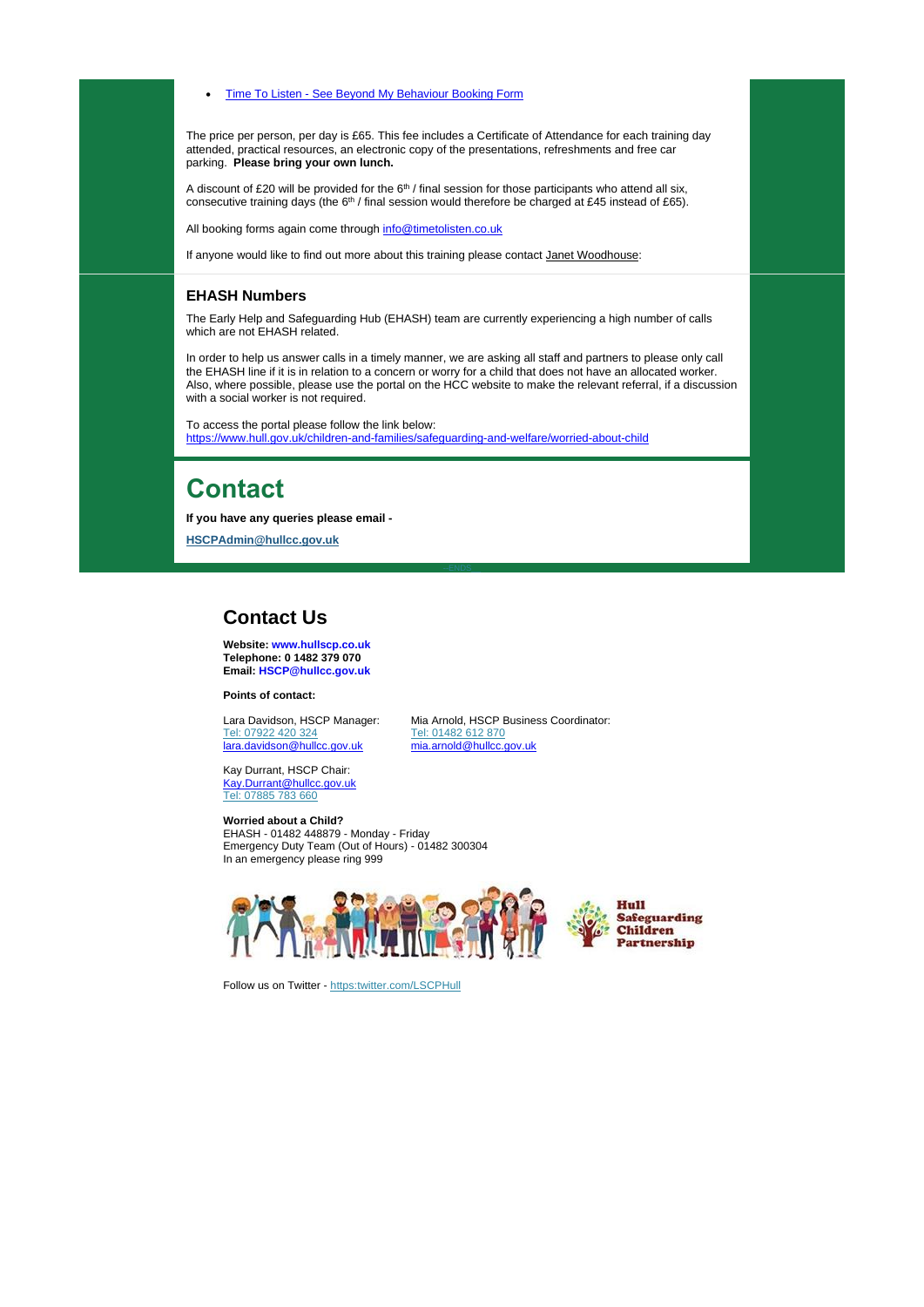- Time To Listen - See Beyond My Behaviour Booking Form

The price per person, per day is £65. This fee includes a Certificate of Attendance for each training day attended, practical resources, an electronic copy of the presentations, refreshments and free car parking. **Please bring your own lunch.**

A discount of £20 will be provided for the 6th / final session for those participants who attend all six, consecutive training days (the 6th / final session would therefore be charged at £45 instead of £65).

All booking forms again come through info@timetolisten.co.uk

If anyone would like to find out more about this training please contact Janet Woodhouse:

### EHASH Numbers

The Early Help and Safeguarding Hub (EHASH) team are currently experiencing a high number of calls which are not EHASH related.

In order to help us answer calls in a timely manner, we are asking all staff and partners to please only call the EHASH line if it is in relation to a concern or worry for a child that does not have an allocated worker. Also, where possible, please use the portal on the HCC website to make the relevant referral, if a discussion with a social worker is not required.

To access the portal please follow the link below:
https://www.hull.gov.uk/children-and-families/safeguarding-and-welfare/worried-about-child

## Contact

**If you have any queries please email -**

**HSCPAdmin@hullcc.gov.uk**

## Contact Us

**Website: www.hullscp.co.uk**
**Telephone: 0 1482 379 070**
**Email: HSCP@hullcc.gov.uk**

**Points of contact:**

Lara Davidson, HSCP Manager:
Tel: 07922 420 324
lara.davidson@hullcc.gov.uk

Mia Arnold, HSCP Business Coordinator:
Tel: 01482 612 870
mia.arnold@hullcc.gov.uk

Kay Durrant, HSCP Chair:
Kay.Durrant@hullcc.gov.uk
Tel: 07885 783 660

**Worried about a Child?**
EHASH - 01482 448879 - Monday - Friday
Emergency Duty Team (Out of Hours) - 01482 300304
In an emergency please ring 999

Hull Safeguarding Children Partnership

Follow us on Twitter - https:twitter.com/LSCPHull